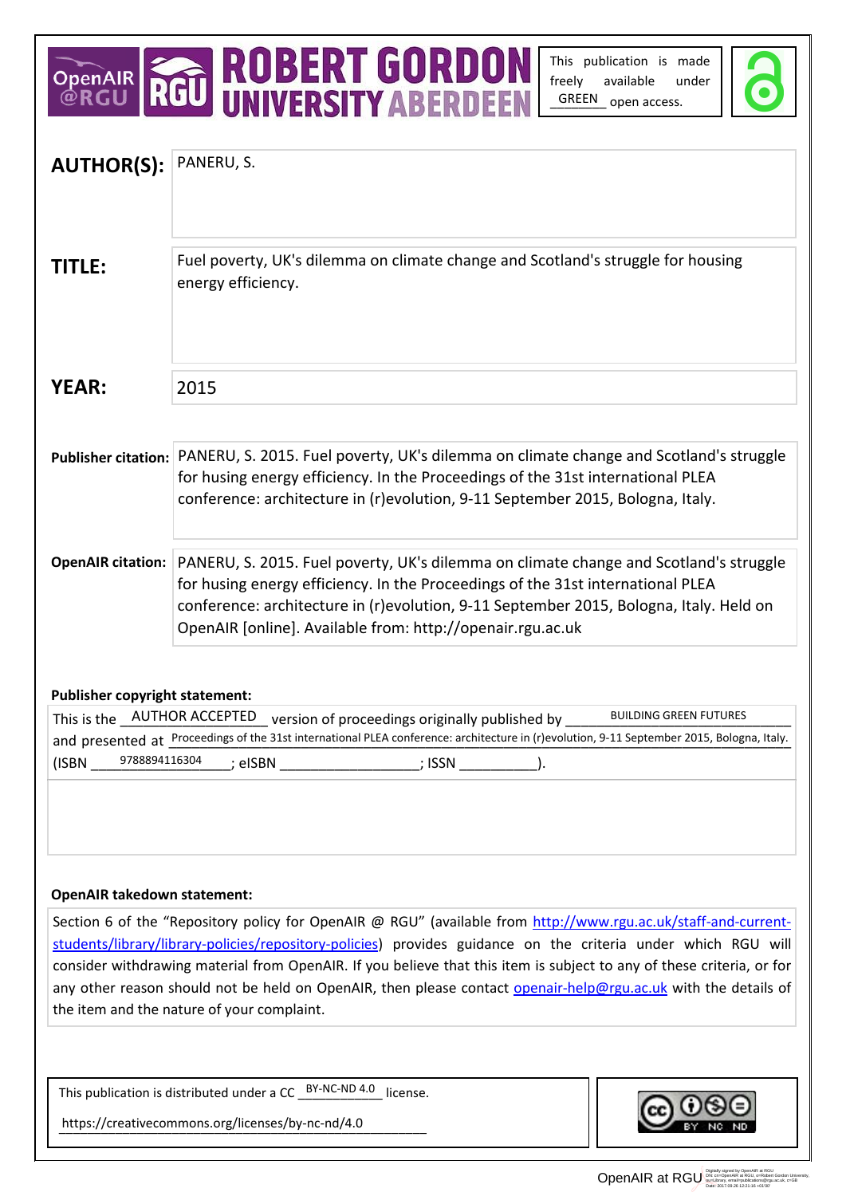This publication is made freely available under GREEN open access.

**AUTHOR(S):** PANERU, S.

**TITLE:** Fuel poverty, UK's dilemma on climate change and Scotland's struggle for housing energy efficiency.

**YEAR:** 2015

**Publisher citation:** PANERU, S. 2015. Fuel poverty, UK's dilemma on climate change and Scotland's struggle for husing energy efficiency. In the Proceedings of the 31st international PLEA conference: architecture in (r)evolution, 9-11 September 2015, Bologna, Italy.

**OpenAIR citation:** PANERU, S. 2015. Fuel poverty, UK's dilemma on climate change and Scotland's struggle for husing energy efficiency. In the Proceedings of the 31st international PLEA conference: architecture in (r)evolution, 9-11 September 2015, Bologna, Italy. Held on OpenAIR [online]. Available from: http://openair.rgu.ac.uk

**Publisher copyright statement:**

This is the AUTHOR ACCEPTED version of proceedings originally published by BUILDING GREEN FUTURES and presented at Proceedings of the 31st international PLEA conference: architecture in (r)evolution, 9-11 September 2015, Bologna, Italy. (ISBN 9788894116304; eISBN ; ISSN ).

**OpenAIR takedown statement:**

Section 6 of the "Repository policy for OpenAIR @ RGU" (available from http://www.rgu.ac.uk/staff-and-current-students/library/library-policies/repository-policies) provides guidance on the criteria under which RGU will consider withdrawing material from OpenAIR. If you believe that this item is subject to any of these criteria, or for any other reason should not be held on OpenAIR, then please contact openair-help@rgu.ac.uk with the details of the item and the nature of your complaint.

This publication is distributed under a CC BY-NC-ND 4.0 license.

https://creativecommons.org/licenses/by-nc-nd/4.0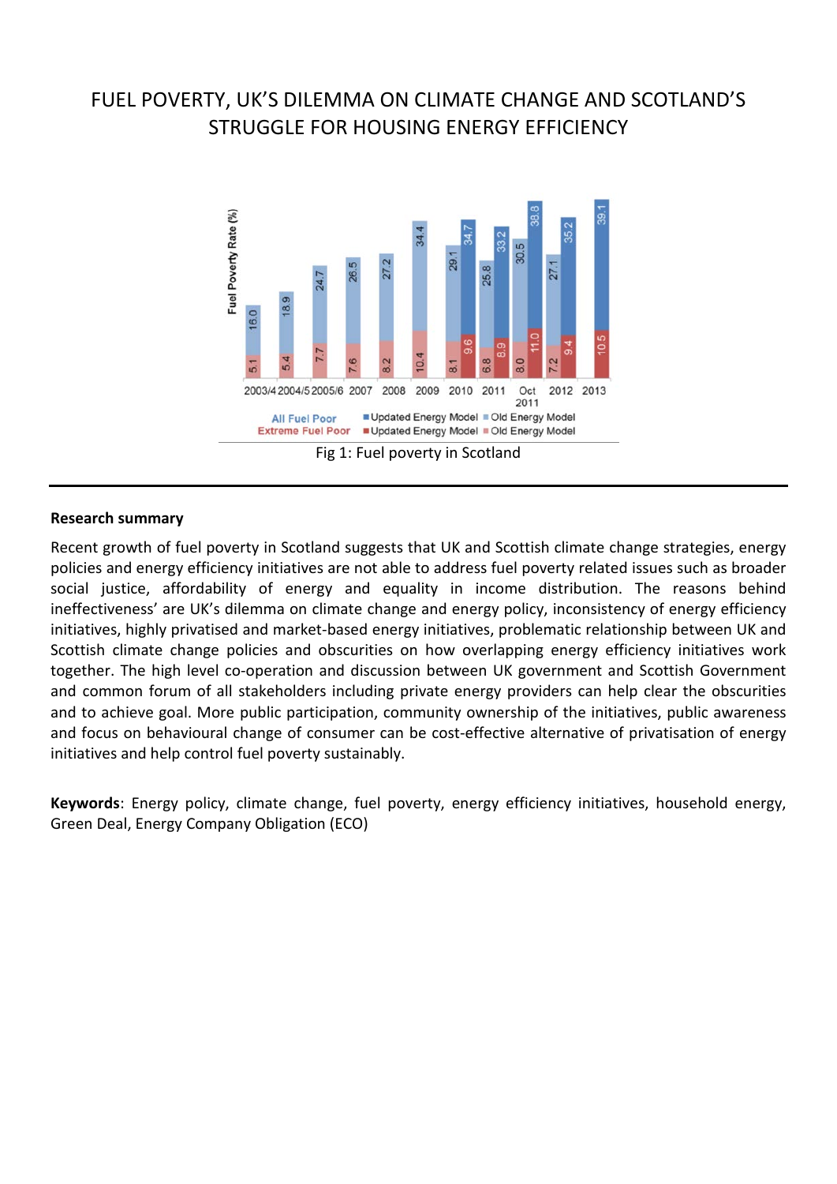# FUEL POVERTY, UK'S DILEMMA ON CLIMATE CHANGE AND SCOTLAND'S STRUGGLE FOR HOUSING ENERGY EFFICIENCY

Fig 1: Fuel poverty in Scotland

**Research summary**

Recent growth of fuel poverty in Scotland suggests that UK and Scottish climate change strategies, energy policies and energy efficiency initiatives are not able to address fuel poverty related issues such as broader social justice, affordability of energy and equality in income distribution. The reasons behind ineffectiveness' are UK's dilemma on climate change and energy policy, inconsistency of energy efficiency initiatives, highly privatised and market-based energy initiatives, problematic relationship between UK and Scottish climate change policies and obscurities on how overlapping energy efficiency initiatives work together. The high level co-operation and discussion between UK government and Scottish Government and common forum of all stakeholders including private energy providers can help clear the obscurities and to achieve goal. More public participation, community ownership of the initiatives, public awareness and focus on behavioural change of consumer can be cost-effective alternative of privatisation of energy initiatives and help control fuel poverty sustainably.

**Keywords**: Energy policy, climate change, fuel poverty, energy efficiency initiatives, household energy, Green Deal, Energy Company Obligation (ECO)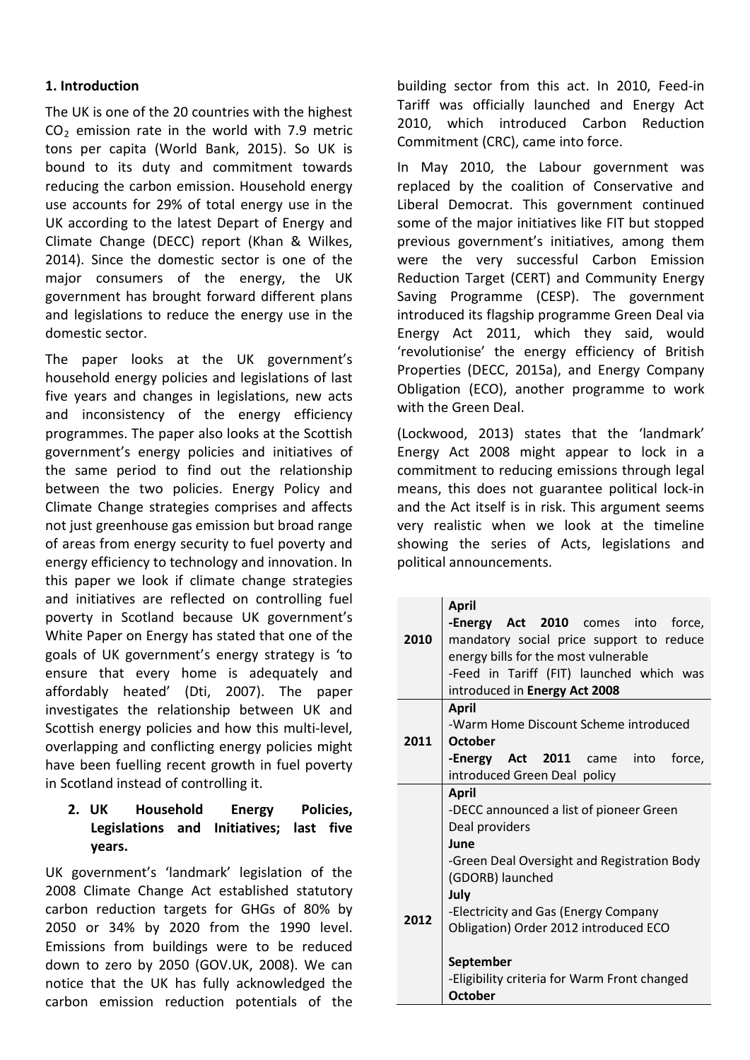## 1. Introduction

The UK is one of the 20 countries with the highest $CO_2$ emission rate in the world with 7.9 metric tons per capita (World Bank, 2015). So UK is bound to its duty and commitment towards reducing the carbon emission. Household energy use accounts for 29% of total energy use in the UK according to the latest Depart of Energy and Climate Change (DECC) report (Khan & Wilkes, 2014). Since the domestic sector is one of the major consumers of the energy, the UK government has brought forward different plans and legislations to reduce the energy use in the domestic sector.

The paper looks at the UK government's household energy policies and legislations of last five years and changes in legislations, new acts and inconsistency of the energy efficiency programmes. The paper also looks at the Scottish government's energy policies and initiatives of the same period to find out the relationship between the two policies. Energy Policy and Climate Change strategies comprises and affects not just greenhouse gas emission but broad range of areas from energy security to fuel poverty and energy efficiency to technology and innovation. In this paper we look if climate change strategies and initiatives are reflected on controlling fuel poverty in Scotland because UK government's White Paper on Energy has stated that one of the goals of UK government's energy strategy is 'to ensure that every home is adequately and affordably heated' (Dti, 2007). The paper investigates the relationship between UK and Scottish energy policies and how this multi-level, overlapping and conflicting energy policies might have been fuelling recent growth in fuel poverty in Scotland instead of controlling it.

## 2. UK Household Energy Policies, Legislations and Initiatives; last five years.

UK government's 'landmark' legislation of the 2008 Climate Change Act established statutory carbon reduction targets for GHGs of 80% by 2050 or 34% by 2020 from the 1990 level. Emissions from buildings were to be reduced down to zero by 2050 (GOV.UK, 2008). We can notice that the UK has fully acknowledged the carbon emission reduction potentials of the building sector from this act. In 2010, Feed-in Tariff was officially launched and Energy Act 2010, which introduced Carbon Reduction Commitment (CRC), came into force.

In May 2010, the Labour government was replaced by the coalition of Conservative and Liberal Democrat. This government continued some of the major initiatives like FIT but stopped previous government's initiatives, among them were the very successful Carbon Emission Reduction Target (CERT) and Community Energy Saving Programme (CESP). The government introduced its flagship programme Green Deal via Energy Act 2011, which they said, would 'revolutionise' the energy efficiency of British Properties (DECC, 2015a), and Energy Company Obligation (ECO), another programme to work with the Green Deal.

(Lockwood, 2013) states that the 'landmark' Energy Act 2008 might appear to lock in a commitment to reducing emissions through legal means, this does not guarantee political lock-in and the Act itself is in risk. This argument seems very realistic when we look at the timeline showing the series of Acts, legislations and political announcements.

| | |
|---|---|
| 2010 | **April**<br>-**Energy Act 2010** comes into force, mandatory social price support to reduce energy bills for the most vulnerable<br>-Feed in Tariff (FIT) launched which was introduced in **Energy Act 2008** |
| 2011 | **April**<br>-Warm Home Discount Scheme introduced<br>**October**<br>-**Energy Act 2011** came into force, introduced Green Deal policy |
| 2012 | **April**<br>-DECC announced a list of pioneer Green Deal providers<br>**June**<br>-Green Deal Oversight and Registration Body (GDORB) launched<br>**July**<br>-Electricity and Gas (Energy Company Obligation) Order 2012 introduced ECO<br><br>**September**<br>-Eligibility criteria for Warm Front changed<br>**October** |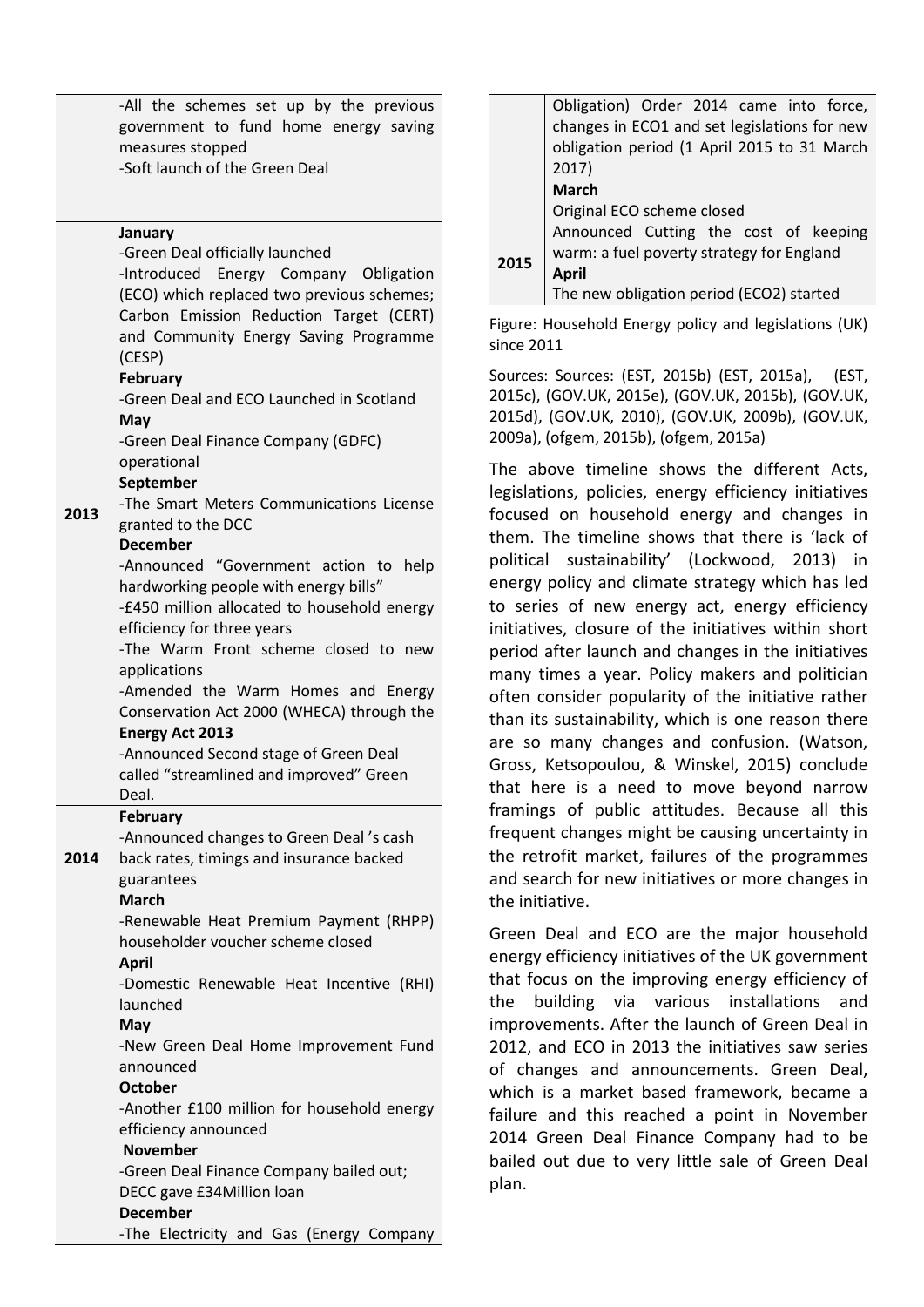| | |
|---|---|
| | -All the schemes set up by the previous government to fund home energy saving measures stopped<br>-Soft launch of the Green Deal |
| 2013 | **January**<br>-Green Deal officially launched<br>-Introduced Energy Company Obligation (ECO) which replaced two previous schemes; Carbon Emission Reduction Target (CERT) and Community Energy Saving Programme (CESP)<br>**February**<br>-Green Deal and ECO Launched in Scotland<br>**May**<br>-Green Deal Finance Company (GDFC) operational<br>**September**<br>-The Smart Meters Communications License granted to the DCC<br>**December**<br>-Announced "Government action to help hardworking people with energy bills"<br>-£450 million allocated to household energy efficiency for three years<br>-The Warm Front scheme closed to new applications<br>-Amended the Warm Homes and Energy Conservation Act 2000 (WHECA) through the **Energy Act 2013**<br>-Announced Second stage of Green Deal called "streamlined and improved" Green Deal. |
| 2014 | **February**<br>-Announced changes to Green Deal 's cash back rates, timings and insurance backed guarantees<br>**March**<br>-Renewable Heat Premium Payment (RHPP) householder voucher scheme closed<br>**April**<br>-Domestic Renewable Heat Incentive (RHI) launched<br>**May**<br>-New Green Deal Home Improvement Fund announced<br>**October**<br>-Another £100 million for household energy efficiency announced<br>**November**<br>-Green Deal Finance Company bailed out; DECC gave £34Million loan<br>**December**<br>-The Electricity and Gas (Energy Company Obligation) Order 2014 came into force, changes in ECO1 and set legislations for new obligation period (1 April 2015 to 31 March 2017) |
| 2015 | **March**<br>Original ECO scheme closed<br>Announced Cutting the cost of keeping warm: a fuel poverty strategy for England<br>**April**<br>The new obligation period (ECO2) started |

Figure: Household Energy policy and legislations (UK) since 2011

Sources: Sources: (EST, 2015b) (EST, 2015a), (EST, 2015c), (GOV.UK, 2015e), (GOV.UK, 2015b), (GOV.UK, 2015d), (GOV.UK, 2010), (GOV.UK, 2009b), (GOV.UK, 2009a), (ofgem, 2015b), (ofgem, 2015a)

The above timeline shows the different Acts, legislations, policies, energy efficiency initiatives focused on household energy and changes in them. The timeline shows that there is 'lack of political sustainability' (Lockwood, 2013) in energy policy and climate strategy which has led to series of new energy act, energy efficiency initiatives, closure of the initiatives within short period after launch and changes in the initiatives many times a year. Policy makers and politician often consider popularity of the initiative rather than its sustainability, which is one reason there are so many changes and confusion. (Watson, Gross, Ketsopoulou, & Winskel, 2015) conclude that here is a need to move beyond narrow framings of public attitudes. Because all this frequent changes might be causing uncertainty in the retrofit market, failures of the programmes and search for new initiatives or more changes in the initiative.

Green Deal and ECO are the major household energy efficiency initiatives of the UK government that focus on the improving energy efficiency of the building via various installations and improvements. After the launch of Green Deal in 2012, and ECO in 2013 the initiatives saw series of changes and announcements. Green Deal, which is a market based framework, became a failure and this reached a point in November 2014 Green Deal Finance Company had to be bailed out due to very little sale of Green Deal plan.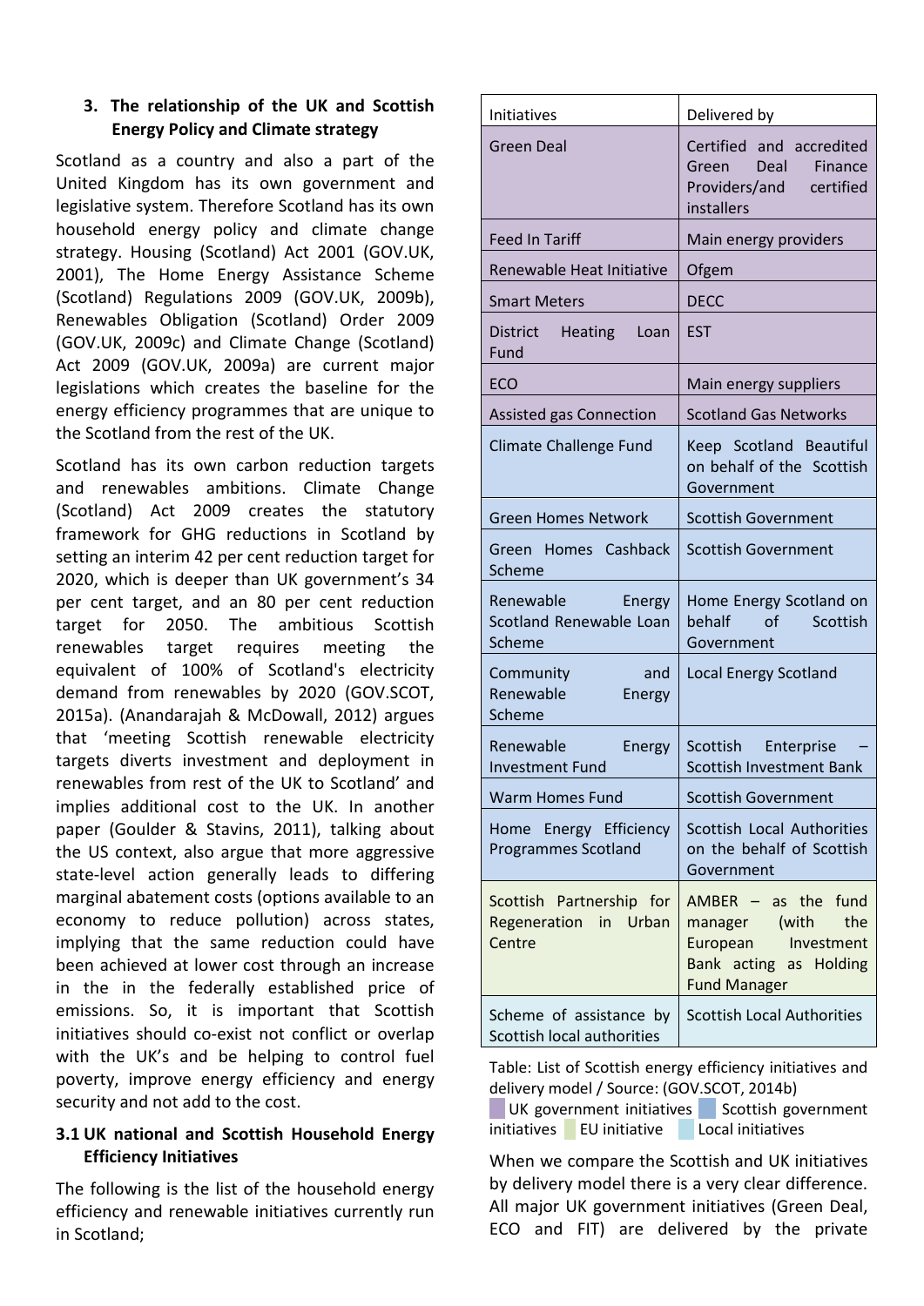## 3. The relationship of the UK and Scottish Energy Policy and Climate strategy

Scotland as a country and also a part of the United Kingdom has its own government and legislative system. Therefore Scotland has its own household energy policy and climate change strategy. Housing (Scotland) Act 2001 (GOV.UK, 2001), The Home Energy Assistance Scheme (Scotland) Regulations 2009 (GOV.UK, 2009b), Renewables Obligation (Scotland) Order 2009 (GOV.UK, 2009c) and Climate Change (Scotland) Act 2009 (GOV.UK, 2009a) are current major legislations which creates the baseline for the energy efficiency programmes that are unique to the Scotland from the rest of the UK.

Scotland has its own carbon reduction targets and renewables ambitions. Climate Change (Scotland) Act 2009 creates the statutory framework for GHG reductions in Scotland by setting an interim 42 per cent reduction target for 2020, which is deeper than UK government's 34 per cent target, and an 80 per cent reduction target for 2050. The ambitious Scottish renewables target requires meeting the equivalent of 100% of Scotland's electricity demand from renewables by 2020 (GOV.SCOT, 2015a). (Anandarajah & McDowall, 2012) argues that 'meeting Scottish renewable electricity targets diverts investment and deployment in renewables from rest of the UK to Scotland' and implies additional cost to the UK. In another paper (Goulder & Stavins, 2011), talking about the US context, also argue that more aggressive state-level action generally leads to differing marginal abatement costs (options available to an economy to reduce pollution) across states, implying that the same reduction could have been achieved at lower cost through an increase in the in the federally established price of emissions. So, it is important that Scottish initiatives should co-exist not conflict or overlap with the UK's and be helping to control fuel poverty, improve energy efficiency and energy security and not add to the cost.

### 3.1 UK national and Scottish Household Energy Efficiency Initiatives

The following is the list of the household energy efficiency and renewable initiatives currently run in Scotland;

| Initiatives | Delivered by |
|---|---|
| Green Deal | Certified and accredited Green Deal Finance Providers/and certified installers |
| Feed In Tariff | Main energy providers |
| Renewable Heat Initiative | Ofgem |
| Smart Meters | DECC |
| District Heating Loan Fund | EST |
| ECO | Main energy suppliers |
| Assisted gas Connection | Scotland Gas Networks |
| Climate Challenge Fund | Keep Scotland Beautiful on behalf of the Scottish Government |
| Green Homes Network | Scottish Government |
| Green Homes Cashback Scheme | Scottish Government |
| Renewable Energy Scotland Renewable Loan Scheme | Home Energy Scotland on behalf of Scottish Government |
| Community and Renewable Energy Scheme | Local Energy Scotland |
| Renewable Energy Investment Fund | Scottish Enterprise – Scottish Investment Bank |
| Warm Homes Fund | Scottish Government |
| Home Energy Efficiency Programmes Scotland | Scottish Local Authorities on the behalf of Scottish Government |
| Scottish Partnership for Regeneration in Urban Centre | AMBER – as the fund manager (with the European Investment Bank acting as Holding Fund Manager |
| Scheme of assistance by Scottish local authorities | Scottish Local Authorities |

Table: List of Scottish energy efficiency initiatives and delivery model / Source: (GOV.SCOT, 2014b)
UK government initiatives  Scottish government initiatives  EU initiative  Local initiatives

When we compare the Scottish and UK initiatives by delivery model there is a very clear difference. All major UK government initiatives (Green Deal, ECO and FIT) are delivered by the private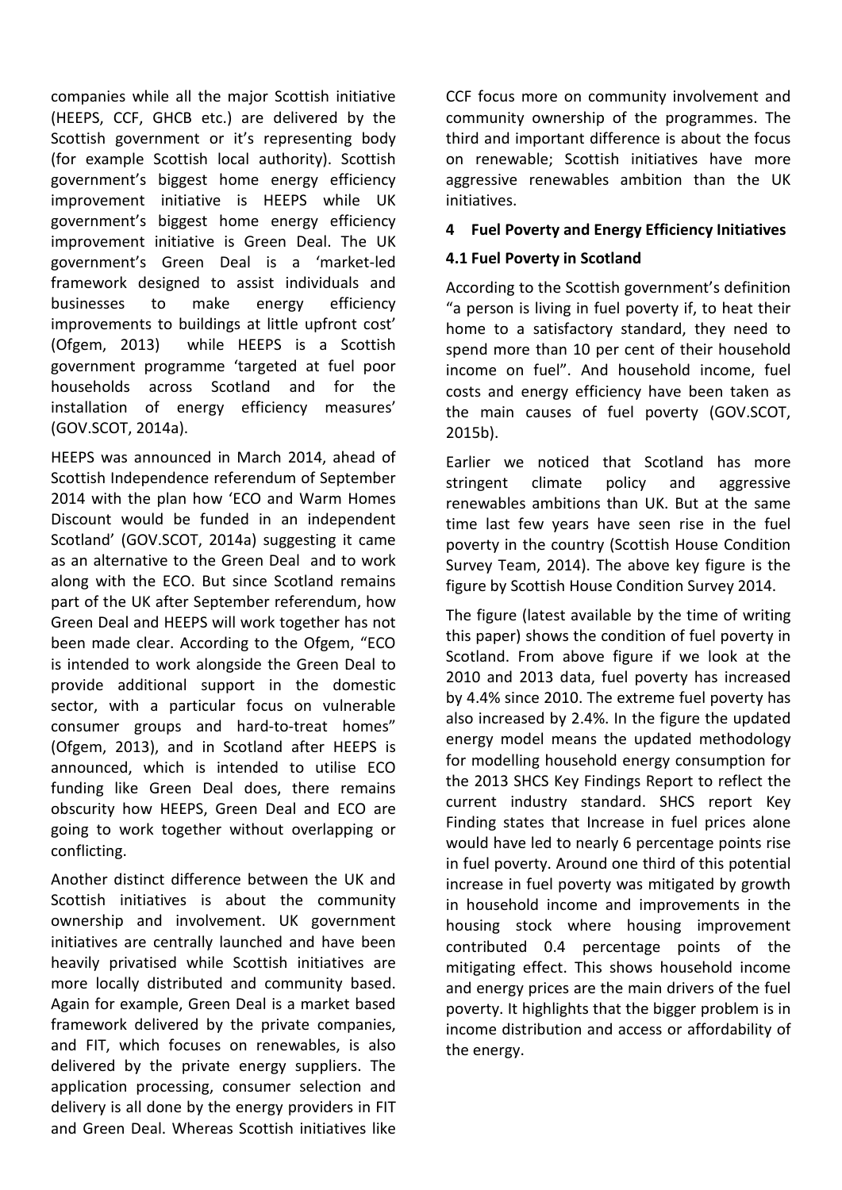companies while all the major Scottish initiative (HEEPS, CCF, GHCB etc.) are delivered by the Scottish government or it's representing body (for example Scottish local authority). Scottish government's biggest home energy efficiency improvement initiative is HEEPS while UK government's biggest home energy efficiency improvement initiative is Green Deal. The UK government's Green Deal is a 'market-led framework designed to assist individuals and businesses to make energy efficiency improvements to buildings at little upfront cost' (Ofgem, 2013) while HEEPS is a Scottish government programme 'targeted at fuel poor households across Scotland and for the installation of energy efficiency measures' (GOV.SCOT, 2014a).

HEEPS was announced in March 2014, ahead of Scottish Independence referendum of September 2014 with the plan how 'ECO and Warm Homes Discount would be funded in an independent Scotland' (GOV.SCOT, 2014a) suggesting it came as an alternative to the Green Deal and to work along with the ECO. But since Scotland remains part of the UK after September referendum, how Green Deal and HEEPS will work together has not been made clear. According to the Ofgem, "ECO is intended to work alongside the Green Deal to provide additional support in the domestic sector, with a particular focus on vulnerable consumer groups and hard-to-treat homes" (Ofgem, 2013), and in Scotland after HEEPS is announced, which is intended to utilise ECO funding like Green Deal does, there remains obscurity how HEEPS, Green Deal and ECO are going to work together without overlapping or conflicting.

Another distinct difference between the UK and Scottish initiatives is about the community ownership and involvement. UK government initiatives are centrally launched and have been heavily privatised while Scottish initiatives are more locally distributed and community based. Again for example, Green Deal is a market based framework delivered by the private companies, and FIT, which focuses on renewables, is also delivered by the private energy suppliers. The application processing, consumer selection and delivery is all done by the energy providers in FIT and Green Deal. Whereas Scottish initiatives like CCF focus more on community involvement and community ownership of the programmes. The third and important difference is about the focus on renewable; Scottish initiatives have more aggressive renewables ambition than the UK initiatives.

## 4 Fuel Poverty and Energy Efficiency Initiatives

### 4.1 Fuel Poverty in Scotland

According to the Scottish government's definition "a person is living in fuel poverty if, to heat their home to a satisfactory standard, they need to spend more than 10 per cent of their household income on fuel". And household income, fuel costs and energy efficiency have been taken as the main causes of fuel poverty (GOV.SCOT, 2015b).

Earlier we noticed that Scotland has more stringent climate policy and aggressive renewables ambitions than UK. But at the same time last few years have seen rise in the fuel poverty in the country (Scottish House Condition Survey Team, 2014). The above key figure is the figure by Scottish House Condition Survey 2014.

The figure (latest available by the time of writing this paper) shows the condition of fuel poverty in Scotland. From above figure if we look at the 2010 and 2013 data, fuel poverty has increased by 4.4% since 2010. The extreme fuel poverty has also increased by 2.4%. In the figure the updated energy model means the updated methodology for modelling household energy consumption for the 2013 SHCS Key Findings Report to reflect the current industry standard. SHCS report Key Finding states that Increase in fuel prices alone would have led to nearly 6 percentage points rise in fuel poverty. Around one third of this potential increase in fuel poverty was mitigated by growth in household income and improvements in the housing stock where housing improvement contributed 0.4 percentage points of the mitigating effect. This shows household income and energy prices are the main drivers of the fuel poverty. It highlights that the bigger problem is in income distribution and access or affordability of the energy.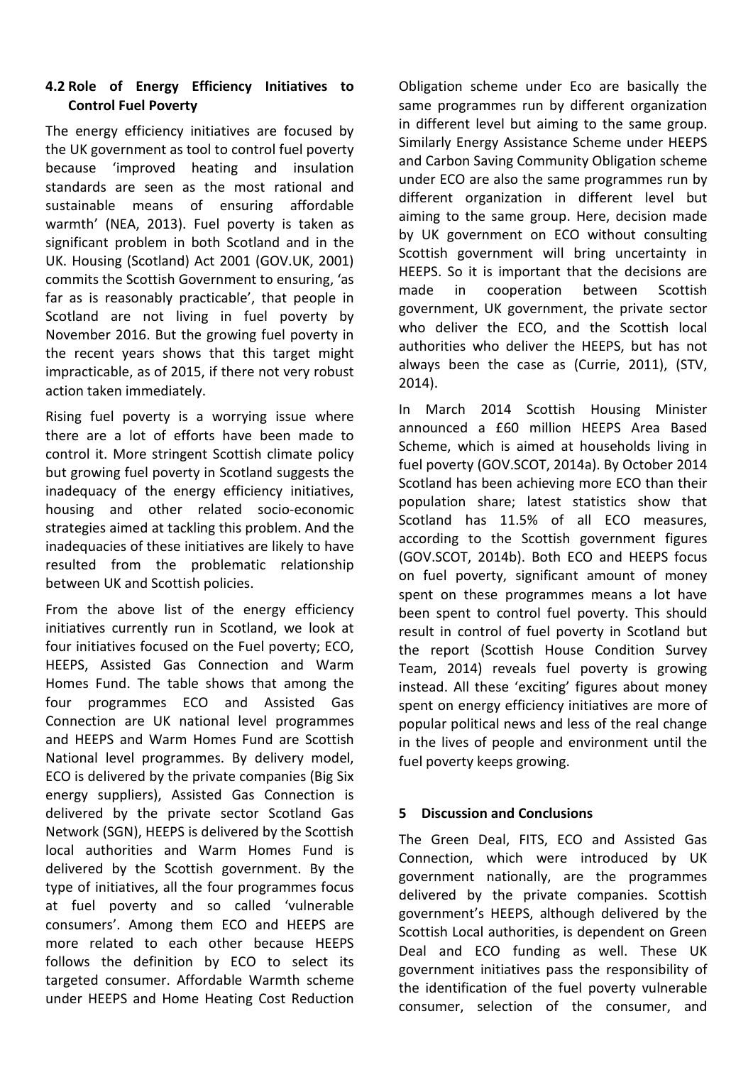## 4.2 Role of Energy Efficiency Initiatives to Control Fuel Poverty

The energy efficiency initiatives are focused by the UK government as tool to control fuel poverty because 'improved heating and insulation standards are seen as the most rational and sustainable means of ensuring affordable warmth' (NEA, 2013). Fuel poverty is taken as significant problem in both Scotland and in the UK. Housing (Scotland) Act 2001 (GOV.UK, 2001) commits the Scottish Government to ensuring, 'as far as is reasonably practicable', that people in Scotland are not living in fuel poverty by November 2016. But the growing fuel poverty in the recent years shows that this target might impracticable, as of 2015, if there not very robust action taken immediately.

Rising fuel poverty is a worrying issue where there are a lot of efforts have been made to control it. More stringent Scottish climate policy but growing fuel poverty in Scotland suggests the inadequacy of the energy efficiency initiatives, housing and other related socio-economic strategies aimed at tackling this problem. And the inadequacies of these initiatives are likely to have resulted from the problematic relationship between UK and Scottish policies.

From the above list of the energy efficiency initiatives currently run in Scotland, we look at four initiatives focused on the Fuel poverty; ECO, HEEPS, Assisted Gas Connection and Warm Homes Fund. The table shows that among the four programmes ECO and Assisted Gas Connection are UK national level programmes and HEEPS and Warm Homes Fund are Scottish National level programmes. By delivery model, ECO is delivered by the private companies (Big Six energy suppliers), Assisted Gas Connection is delivered by the private sector Scotland Gas Network (SGN), HEEPS is delivered by the Scottish local authorities and Warm Homes Fund is delivered by the Scottish government. By the type of initiatives, all the four programmes focus at fuel poverty and so called 'vulnerable consumers'. Among them ECO and HEEPS are more related to each other because HEEPS follows the definition by ECO to select its targeted consumer. Affordable Warmth scheme under HEEPS and Home Heating Cost Reduction Obligation scheme under Eco are basically the same programmes run by different organization in different level but aiming to the same group. Similarly Energy Assistance Scheme under HEEPS and Carbon Saving Community Obligation scheme under ECO are also the same programmes run by different organization in different level but aiming to the same group. Here, decision made by UK government on ECO without consulting Scottish government will bring uncertainty in HEEPS. So it is important that the decisions are made in cooperation between Scottish government, UK government, the private sector who deliver the ECO, and the Scottish local authorities who deliver the HEEPS, but has not always been the case as (Currie, 2011), (STV, 2014).

In March 2014 Scottish Housing Minister announced a £60 million HEEPS Area Based Scheme, which is aimed at households living in fuel poverty (GOV.SCOT, 2014a). By October 2014 Scotland has been achieving more ECO than their population share; latest statistics show that Scotland has 11.5% of all ECO measures, according to the Scottish government figures (GOV.SCOT, 2014b). Both ECO and HEEPS focus on fuel poverty, significant amount of money spent on these programmes means a lot have been spent to control fuel poverty. This should result in control of fuel poverty in Scotland but the report (Scottish House Condition Survey Team, 2014) reveals fuel poverty is growing instead. All these 'exciting' figures about money spent on energy efficiency initiatives are more of popular political news and less of the real change in the lives of people and environment until the fuel poverty keeps growing.

# 5 Discussion and Conclusions

The Green Deal, FITS, ECO and Assisted Gas Connection, which were introduced by UK government nationally, are the programmes delivered by the private companies. Scottish government's HEEPS, although delivered by the Scottish Local authorities, is dependent on Green Deal and ECO funding as well. These UK government initiatives pass the responsibility of the identification of the fuel poverty vulnerable consumer, selection of the consumer, and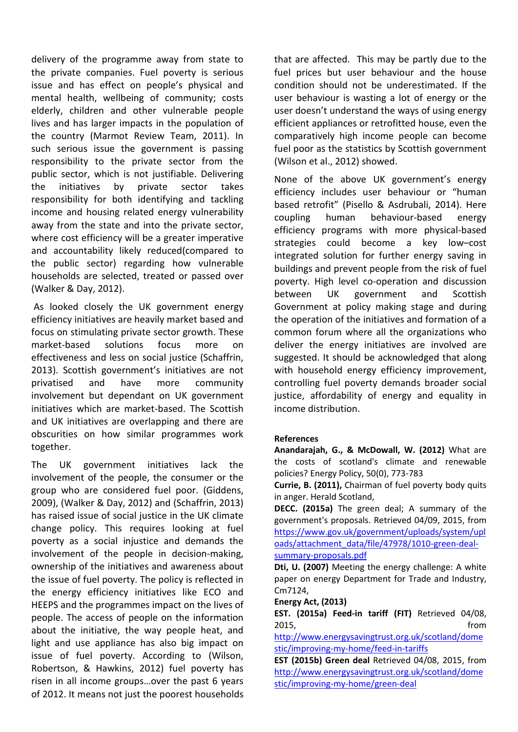delivery of the programme away from state to the private companies. Fuel poverty is serious issue and has effect on people's physical and mental health, wellbeing of community; costs elderly, children and other vulnerable people lives and has larger impacts in the population of the country (Marmot Review Team, 2011). In such serious issue the government is passing responsibility to the private sector from the public sector, which is not justifiable. Delivering the initiatives by private sector takes responsibility for both identifying and tackling income and housing related energy vulnerability away from the state and into the private sector, where cost efficiency will be a greater imperative and accountability likely reduced(compared to the public sector) regarding how vulnerable households are selected, treated or passed over (Walker & Day, 2012).

As looked closely the UK government energy efficiency initiatives are heavily market based and focus on stimulating private sector growth. These market-based solutions focus more on effectiveness and less on social justice (Schaffrin, 2013). Scottish government's initiatives are not privatised and have more community involvement but dependant on UK government initiatives which are market-based. The Scottish and UK initiatives are overlapping and there are obscurities on how similar programmes work together.

The UK government initiatives lack the involvement of the people, the consumer or the group who are considered fuel poor. (Giddens, 2009), (Walker & Day, 2012) and (Schaffrin, 2013) has raised issue of social justice in the UK climate change policy. This requires looking at fuel poverty as a social injustice and demands the involvement of the people in decision-making, ownership of the initiatives and awareness about the issue of fuel poverty. The policy is reflected in the energy efficiency initiatives like ECO and HEEPS and the programmes impact on the lives of people. The access of people on the information about the initiative, the way people heat, and light and use appliance has also big impact on issue of fuel poverty. According to (Wilson, Robertson, & Hawkins, 2012) fuel poverty has risen in all income groups…over the past 6 years of 2012. It means not just the poorest households that are affected. This may be partly due to the fuel prices but user behaviour and the house condition should not be underestimated. If the user behaviour is wasting a lot of energy or the user doesn't understand the ways of using energy efficient appliances or retrofitted house, even the comparatively high income people can become fuel poor as the statistics by Scottish government (Wilson et al., 2012) showed.

None of the above UK government's energy efficiency includes user behaviour or "human based retrofit" (Pisello & Asdrubali, 2014). Here coupling human behaviour-based energy efficiency programs with more physical-based strategies could become a key low–cost integrated solution for further energy saving in buildings and prevent people from the risk of fuel poverty. High level co-operation and discussion between UK government and Scottish Government at policy making stage and during the operation of the initiatives and formation of a common forum where all the organizations who deliver the energy initiatives are involved are suggested. It should be acknowledged that along with household energy efficiency improvement, controlling fuel poverty demands broader social justice, affordability of energy and equality in income distribution.

## References

**Anandarajah, G., & McDowall, W. (2012)** What are the costs of scotland's climate and renewable policies? Energy Policy, 50(0), 773-783

**Currie, B. (2011),** Chairman of fuel poverty body quits in anger. Herald Scotland,

**DECC. (2015a)** The green deal; A summary of the government's proposals. Retrieved 04/09, 2015, from https://www.gov.uk/government/uploads/system/uploads/attachment_data/file/47978/1010-green-deal-summary-proposals.pdf

**Dti, U. (2007)** Meeting the energy challenge: A white paper on energy Department for Trade and Industry, Cm7124,

**Energy Act, (2013)**

**EST. (2015a) Feed-in tariff (FIT)** Retrieved 04/08, 2015, from http://www.energysavingtrust.org.uk/scotland/domestic/improving-my-home/feed-in-tariffs

**EST (2015b) Green deal** Retrieved 04/08, 2015, from http://www.energysavingtrust.org.uk/scotland/domestic/improving-my-home/green-deal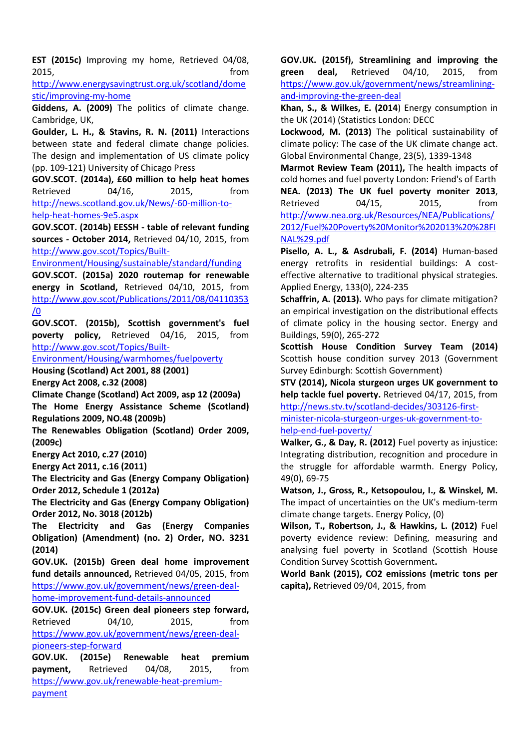**EST (2015c)** Improving my home, Retrieved 04/08, 2015, from http://www.energysavingtrust.org.uk/scotland/domestic/improving-my-home

**Giddens, A. (2009)** The politics of climate change. Cambridge, UK,

**Goulder, L. H., & Stavins, R. N. (2011)** Interactions between state and federal climate change policies. The design and implementation of US climate policy (pp. 109-121) University of Chicago Press

**GOV.SCOT. (2014a), £60 million to help heat homes** Retrieved 04/16, 2015, from http://news.scotland.gov.uk/News/-60-million-to-help-heat-homes-9e5.aspx

**GOV.SCOT. (2014b) EESSH - table of relevant funding sources - October 2014,** Retrieved 04/10, 2015, from http://www.gov.scot/Topics/Built-Environment/Housing/sustainable/standard/funding

**GOV.SCOT. (2015a) 2020 routemap for renewable energy in Scotland,** Retrieved 04/10, 2015, from http://www.gov.scot/Publications/2011/08/04110353/0

**GOV.SCOT. (2015b), Scottish government's fuel poverty policy,** Retrieved 04/16, 2015, from http://www.gov.scot/Topics/Built-Environment/Housing/warmhomes/fuelpoverty

**Housing (Scotland) Act 2001, 88 (2001)**

**Energy Act 2008, c.32 (2008)**

**Climate Change (Scotland) Act 2009, asp 12 (2009a)**

**The Home Energy Assistance Scheme (Scotland) Regulations 2009, NO.48 (2009b)**

**The Renewables Obligation (Scotland) Order 2009, (2009c)**

**Energy Act 2010, c.27 (2010)**

**Energy Act 2011, c.16 (2011)**

**The Electricity and Gas (Energy Company Obligation) Order 2012, Schedule 1 (2012a)**

**The Electricity and Gas (Energy Company Obligation) Order 2012, No. 3018 (2012b)**

**The Electricity and Gas (Energy Companies Obligation) (Amendment) (no. 2) Order, NO. 3231 (2014)**

**GOV.UK. (2015b) Green deal home improvement fund details announced,** Retrieved 04/05, 2015, from https://www.gov.uk/government/news/green-deal-home-improvement-fund-details-announced

**GOV.UK. (2015c) Green deal pioneers step forward,** Retrieved 04/10, 2015, from https://www.gov.uk/government/news/green-deal-pioneers-step-forward

**GOV.UK. (2015e) Renewable heat premium payment,** Retrieved 04/08, 2015, from https://www.gov.uk/renewable-heat-premium-payment

**GOV.UK. (2015f), Streamlining and improving the green deal,** Retrieved 04/10, 2015, from https://www.gov.uk/government/news/streamlining-and-improving-the-green-deal

**Khan, S., & Wilkes, E. (2014**) Energy consumption in the UK (2014) (Statistics London: DECC

**Lockwood, M. (2013)** The political sustainability of climate policy: The case of the UK climate change act. Global Environmental Change, 23(5), 1339-1348

**Marmot Review Team (2011),** The health impacts of cold homes and fuel poverty London: Friend's of Earth

**NEA. (2013) The UK fuel poverty moniter 2013**, Retrieved 04/15, 2015, from http://www.nea.org.uk/Resources/NEA/Publications/2012/Fuel%20Poverty%20Monitor%202013%20%28FINAL%29.pdf

**Pisello, A. L., & Asdrubali, F. (2014)** Human-based energy retrofits in residential buildings: A cost-effective alternative to traditional physical strategies. Applied Energy, 133(0), 224-235

**Schaffrin, A. (2013).** Who pays for climate mitigation? an empirical investigation on the distributional effects of climate policy in the housing sector. Energy and Buildings, 59(0), 265-272

**Scottish House Condition Survey Team (2014)** Scottish house condition survey 2013 (Government Survey Edinburgh: Scottish Government)

**STV (2014), Nicola sturgeon urges UK government to help tackle fuel poverty.** Retrieved 04/17, 2015, from http://news.stv.tv/scotland-decides/303126-first-minister-nicola-sturgeon-urges-uk-government-to-help-end-fuel-poverty/

**Walker, G., & Day, R. (2012)** Fuel poverty as injustice: Integrating distribution, recognition and procedure in the struggle for affordable warmth. Energy Policy, 49(0), 69-75

**Watson, J., Gross, R., Ketsopoulou, I., & Winskel, M.** The impact of uncertainties on the UK's medium-term climate change targets. Energy Policy, (0)

**Wilson, T., Robertson, J., & Hawkins, L. (2012)** Fuel poverty evidence review: Defining, measuring and analysing fuel poverty in Scotland (Scottish House Condition Survey Scottish Government**.**

**World Bank (2015), CO2 emissions (metric tons per capita),** Retrieved 09/04, 2015, from